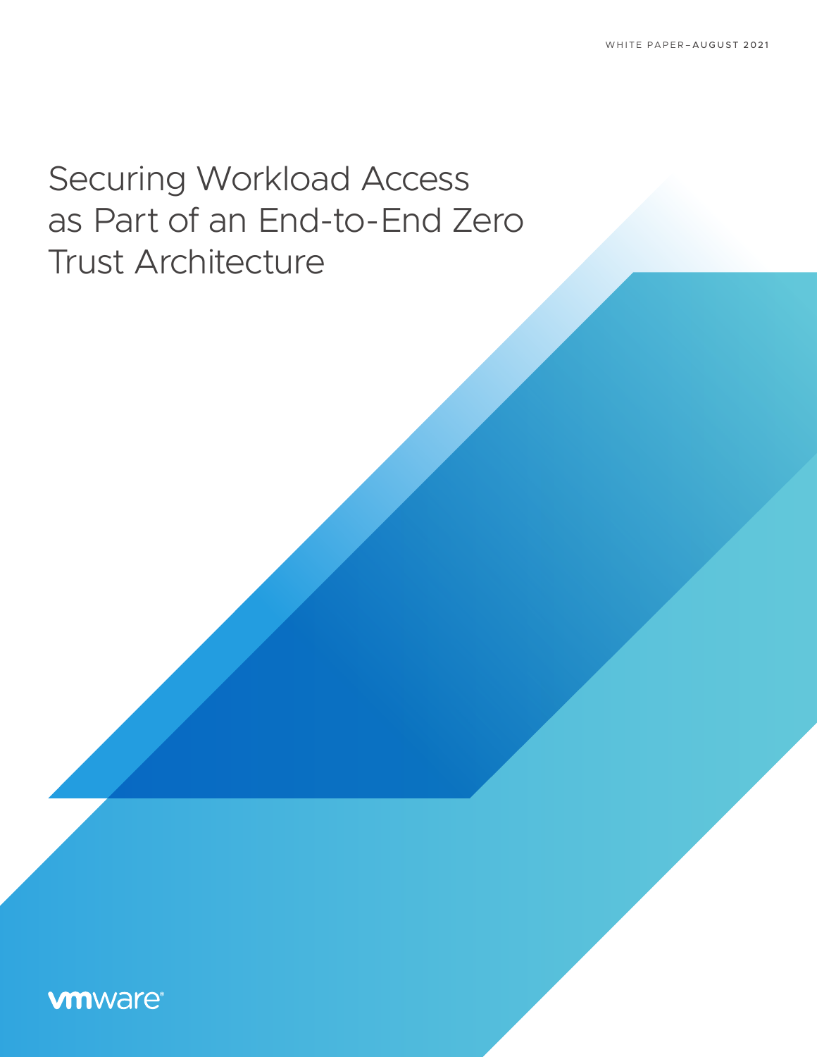WHITE PAPER–AUGUST 2021

# Securing Workload Access as Part of an End-to-End Zero Trust Architecture

vmware®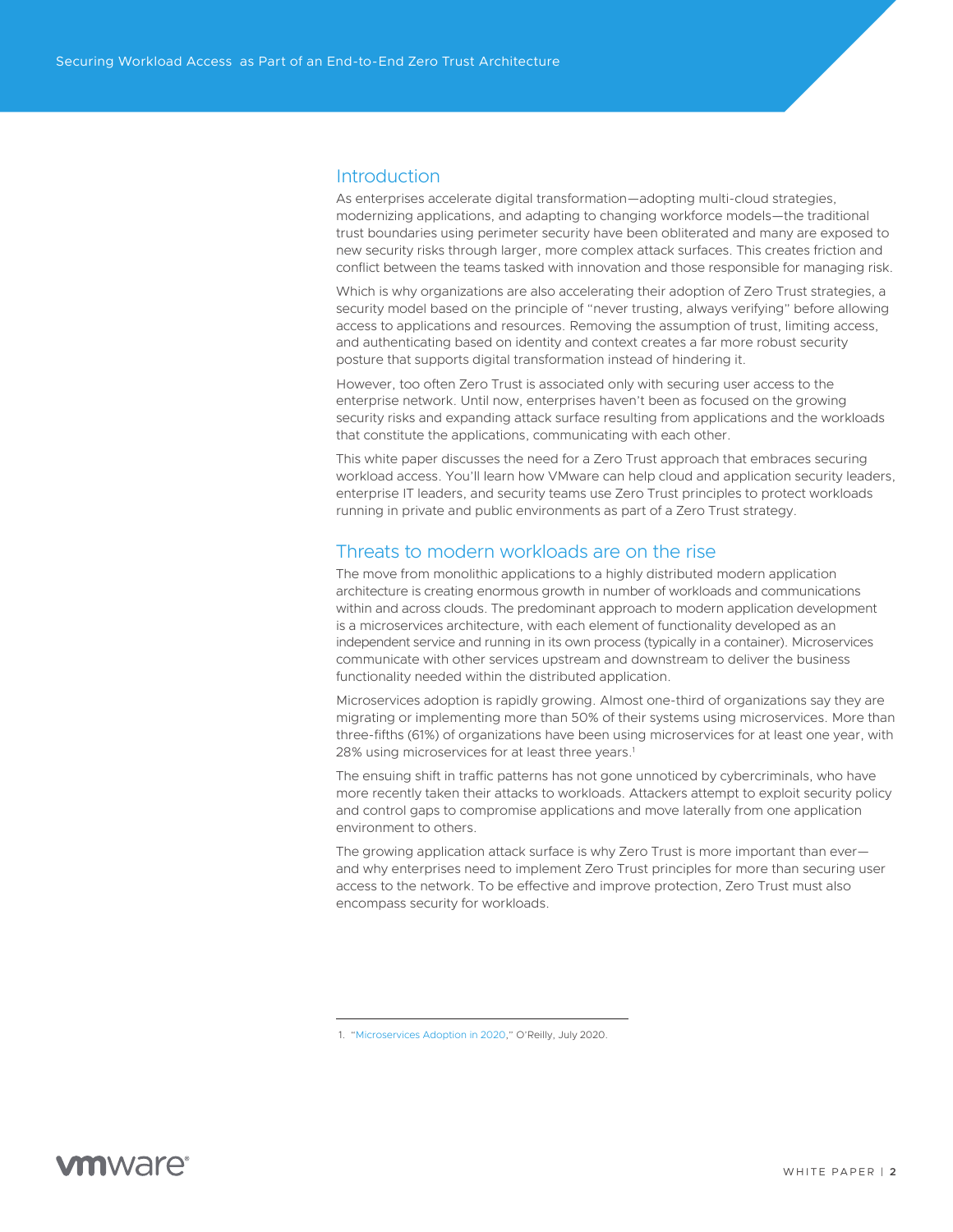## Introduction

As enterprises accelerate digital transformation—adopting multi-cloud strategies, modernizing applications, and adapting to changing workforce models—the traditional trust boundaries using perimeter security have been obliterated and many are exposed to new security risks through larger, more complex attack surfaces. This creates friction and conflict between the teams tasked with innovation and those responsible for managing risk.

Which is why organizations are also accelerating their adoption of Zero Trust strategies, a security model based on the principle of "never trusting, always verifying" before allowing access to applications and resources. Removing the assumption of trust, limiting access, and authenticating based on identity and context creates a far more robust security posture that supports digital transformation instead of hindering it.

However, too often Zero Trust is associated only with securing user access to the enterprise network. Until now, enterprises haven't been as focused on the growing security risks and expanding attack surface resulting from applications and the workloads that constitute the applications, communicating with each other.

This white paper discusses the need for a Zero Trust approach that embraces securing workload access. You'll learn how VMware can help cloud and application security leaders, enterprise IT leaders, and security teams use Zero Trust principles to protect workloads running in private and public environments as part of a Zero Trust strategy.

## Threats to modern workloads are on the rise

The move from monolithic applications to a highly distributed modern application architecture is creating enormous growth in number of workloads and communications within and across clouds. The predominant approach to modern application development is a microservices architecture, with each element of functionality developed as an independent service and running in its own process (typically in a container). Microservices communicate with other services upstream and downstream to deliver the business functionality needed within the distributed application.

Microservices adoption is rapidly growing. Almost one-third of organizations say they are migrating or implementing more than 50% of their systems using microservices. More than three-fifths (61%) of organizations have been using microservices for at least one year, with 28% using microservices for at least three years.[1]

The ensuing shift in traffic patterns has not gone unnoticed by cybercriminals, who have more recently taken their attacks to workloads. Attackers attempt to exploit security policy and control gaps to compromise applications and move laterally from one application environment to others.

The growing application attack surface is why Zero Trust is more important than ever—and why enterprises need to implement Zero Trust principles for more than securing user access to the network. To be effective and improve protection, Zero Trust must also encompass security for workloads.

---

1. "Microservices Adoption in 2020," O'Reilly, July 2020.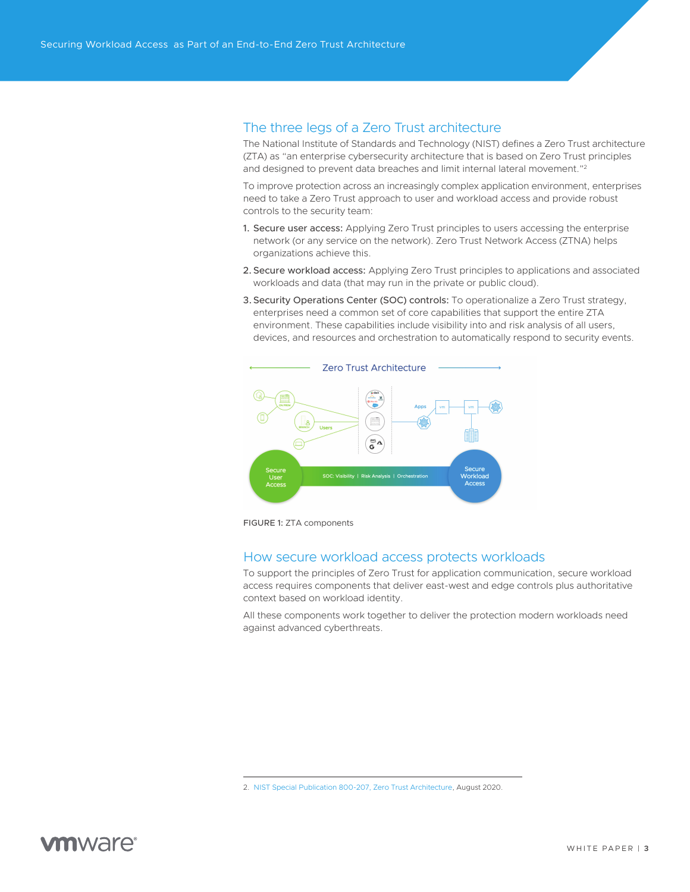## The three legs of a Zero Trust architecture

The National Institute of Standards and Technology (NIST) defines a Zero Trust architecture (ZTA) as "an enterprise cybersecurity architecture that is based on Zero Trust principles and designed to prevent data breaches and limit internal lateral movement."[2]

To improve protection across an increasingly complex application environment, enterprises need to take a Zero Trust approach to user and workload access and provide robust controls to the security team:

1. **Secure user access:** Applying Zero Trust principles to users accessing the enterprise network (or any service on the network). Zero Trust Network Access (ZTNA) helps organizations achieve this.
2. **Secure workload access:** Applying Zero Trust principles to applications and associated workloads and data (that may run in the private or public cloud).
3. **Security Operations Center (SOC) controls:** To operationalize a Zero Trust strategy, enterprises need a common set of core capabilities that support the entire ZTA environment. These capabilities include visibility into and risk analysis of all users, devices, and resources and orchestration to automatically respond to security events.

**FIGURE 1:** ZTA components

## How secure workload access protects workloads

To support the principles of Zero Trust for application communication, secure workload access requires components that deliver east-west and edge controls plus authoritative context based on workload identity.

All these components work together to deliver the protection modern workloads need against advanced cyberthreats.

2. NIST Special Publication 800-207, Zero Trust Architecture, August 2020.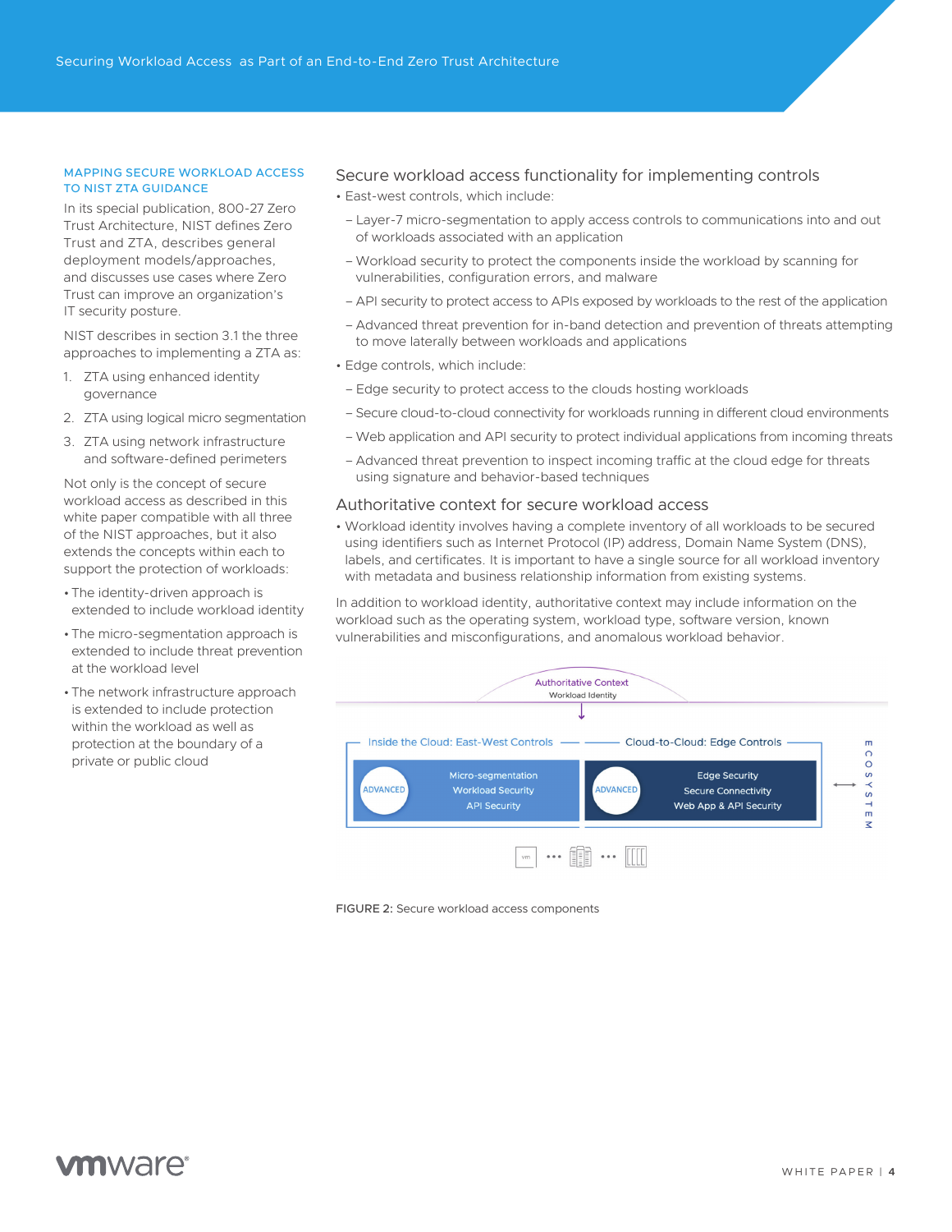## MAPPING SECURE WORKLOAD ACCESS TO NIST ZTA GUIDANCE

In its special publication, 800-27 Zero Trust Architecture, NIST defines Zero Trust and ZTA, describes general deployment models/approaches, and discusses use cases where Zero Trust can improve an organization's IT security posture.

NIST describes in section 3.1 the three approaches to implementing a ZTA as:

1. ZTA using enhanced identity governance
2. ZTA using logical micro segmentation
3. ZTA using network infrastructure and software-defined perimeters

Not only is the concept of secure workload access as described in this white paper compatible with all three of the NIST approaches, but it also extends the concepts within each to support the protection of workloads:

- The identity-driven approach is extended to include workload identity
- The micro-segmentation approach is extended to include threat prevention at the workload level
- The network infrastructure approach is extended to include protection within the workload as well as protection at the boundary of a private or public cloud

### Secure workload access functionality for implementing controls

- East-west controls, which include:
  - Layer-7 micro-segmentation to apply access controls to communications into and out of workloads associated with an application
  - Workload security to protect the components inside the workload by scanning for vulnerabilities, configuration errors, and malware
  - API security to protect access to APIs exposed by workloads to the rest of the application
  - Advanced threat prevention for in-band detection and prevention of threats attempting to move laterally between workloads and applications
- Edge controls, which include:
  - Edge security to protect access to the clouds hosting workloads
  - Secure cloud-to-cloud connectivity for workloads running in different cloud environments
  - Web application and API security to protect individual applications from incoming threats
  - Advanced threat prevention to inspect incoming traffic at the cloud edge for threats using signature and behavior-based techniques

### Authoritative context for secure workload access

- Workload identity involves having a complete inventory of all workloads to be secured using identifiers such as Internet Protocol (IP) address, Domain Name System (DNS), labels, and certificates. It is important to have a single source for all workload inventory with metadata and business relationship information from existing systems.

In addition to workload identity, authoritative context may include information on the workload such as the operating system, workload type, software version, known vulnerabilities and misconfigurations, and anomalous workload behavior.

FIGURE 2: Secure workload access components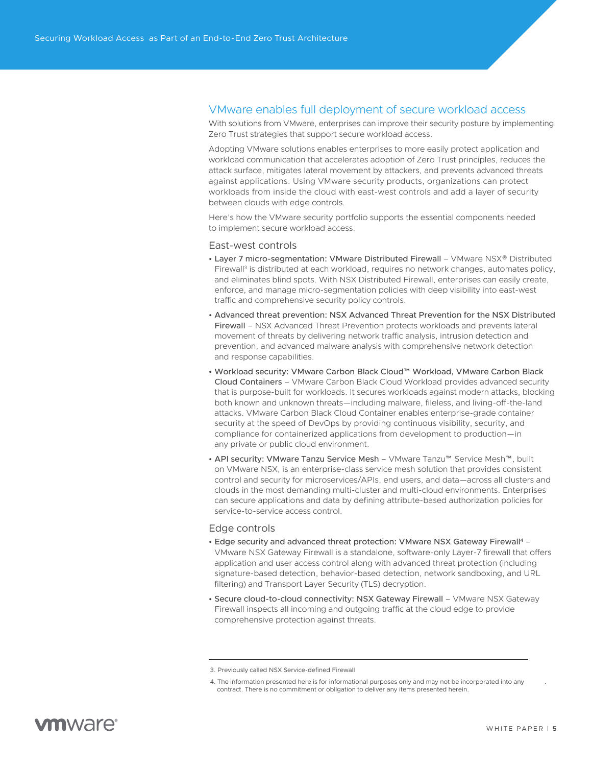## VMware enables full deployment of secure workload access

With solutions from VMware, enterprises can improve their security posture by implementing Zero Trust strategies that support secure workload access.

Adopting VMware solutions enables enterprises to more easily protect application and workload communication that accelerates adoption of Zero Trust principles, reduces the attack surface, mitigates lateral movement by attackers, and prevents advanced threats against applications. Using VMware security products, organizations can protect workloads from inside the cloud with east-west controls and add a layer of security between clouds with edge controls.

Here's how the VMware security portfolio supports the essential components needed to implement secure workload access.

### East-west controls

- Layer 7 micro-segmentation: VMware Distributed Firewall – VMware NSX® Distributed Firewall[3] is distributed at each workload, requires no network changes, automates policy, and eliminates blind spots. With NSX Distributed Firewall, enterprises can easily create, enforce, and manage micro-segmentation policies with deep visibility into east-west traffic and comprehensive security policy controls.
- Advanced threat prevention: NSX Advanced Threat Prevention for the NSX Distributed Firewall – NSX Advanced Threat Prevention protects workloads and prevents lateral movement of threats by delivering network traffic analysis, intrusion detection and prevention, and advanced malware analysis with comprehensive network detection and response capabilities.
- Workload security: VMware Carbon Black Cloud™ Workload, VMware Carbon Black Cloud Containers – VMware Carbon Black Cloud Workload provides advanced security that is purpose-built for workloads. It secures workloads against modern attacks, blocking both known and unknown threats—including malware, fileless, and living-off-the-land attacks. VMware Carbon Black Cloud Container enables enterprise-grade container security at the speed of DevOps by providing continuous visibility, security, and compliance for containerized applications from development to production—in any private or public cloud environment.
- API security: VMware Tanzu Service Mesh – VMware Tanzu™ Service Mesh™, built on VMware NSX, is an enterprise-class service mesh solution that provides consistent control and security for microservices/APIs, end users, and data—across all clusters and clouds in the most demanding multi-cluster and multi-cloud environments. Enterprises can secure applications and data by defining attribute-based authorization policies for service-to-service access control.

### Edge controls

- Edge security and advanced threat protection: VMware NSX Gateway Firewall[4] – VMware NSX Gateway Firewall is a standalone, software-only Layer-7 firewall that offers application and user access control along with advanced threat protection (including signature-based detection, behavior-based detection, network sandboxing, and URL filtering) and Transport Layer Security (TLS) decryption.
- Secure cloud-to-cloud connectivity: NSX Gateway Firewall – VMware NSX Gateway Firewall inspects all incoming and outgoing traffic at the cloud edge to provide comprehensive protection against threats.

---

3. Previously called NSX Service-defined Firewall
4. The information presented here is for informational purposes only and may not be incorporated into any contract. There is no commitment or obligation to deliver any items presented herein.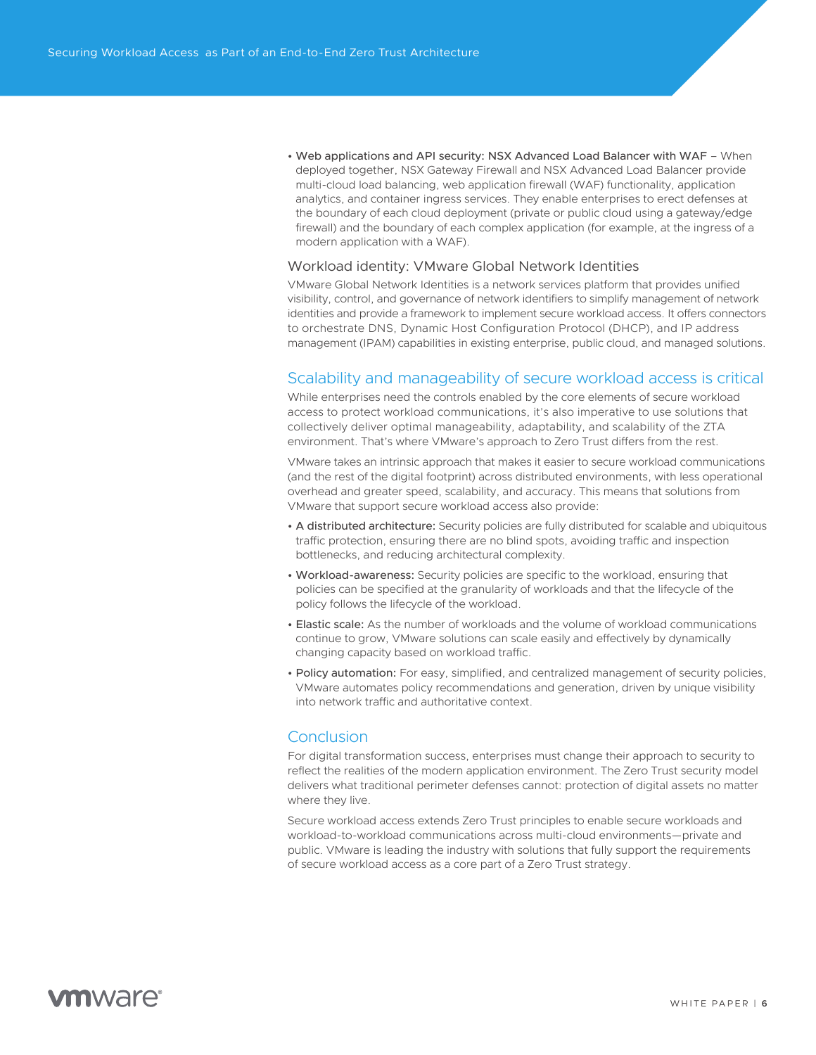- **Web applications and API security: NSX Advanced Load Balancer with WAF** – When deployed together, NSX Gateway Firewall and NSX Advanced Load Balancer provide multi-cloud load balancing, web application firewall (WAF) functionality, application analytics, and container ingress services. They enable enterprises to erect defenses at the boundary of each cloud deployment (private or public cloud using a gateway/edge firewall) and the boundary of each complex application (for example, at the ingress of a modern application with a WAF).

### Workload identity: VMware Global Network Identities

VMware Global Network Identities is a network services platform that provides unified visibility, control, and governance of network identifiers to simplify management of network identities and provide a framework to implement secure workload access. It offers connectors to orchestrate DNS, Dynamic Host Configuration Protocol (DHCP), and IP address management (IPAM) capabilities in existing enterprise, public cloud, and managed solutions.

## Scalability and manageability of secure workload access is critical

While enterprises need the controls enabled by the core elements of secure workload access to protect workload communications, it's also imperative to use solutions that collectively deliver optimal manageability, adaptability, and scalability of the ZTA environment. That's where VMware's approach to Zero Trust differs from the rest.

VMware takes an intrinsic approach that makes it easier to secure workload communications (and the rest of the digital footprint) across distributed environments, with less operational overhead and greater speed, scalability, and accuracy. This means that solutions from VMware that support secure workload access also provide:

- **A distributed architecture:** Security policies are fully distributed for scalable and ubiquitous traffic protection, ensuring there are no blind spots, avoiding traffic and inspection bottlenecks, and reducing architectural complexity.
- **Workload-awareness:** Security policies are specific to the workload, ensuring that policies can be specified at the granularity of workloads and that the lifecycle of the policy follows the lifecycle of the workload.
- **Elastic scale:** As the number of workloads and the volume of workload communications continue to grow, VMware solutions can scale easily and effectively by dynamically changing capacity based on workload traffic.
- **Policy automation:** For easy, simplified, and centralized management of security policies, VMware automates policy recommendations and generation, driven by unique visibility into network traffic and authoritative context.

## Conclusion

For digital transformation success, enterprises must change their approach to security to reflect the realities of the modern application environment. The Zero Trust security model delivers what traditional perimeter defenses cannot: protection of digital assets no matter where they live.

Secure workload access extends Zero Trust principles to enable secure workloads and workload-to-workload communications across multi-cloud environments—private and public. VMware is leading the industry with solutions that fully support the requirements of secure workload access as a core part of a Zero Trust strategy.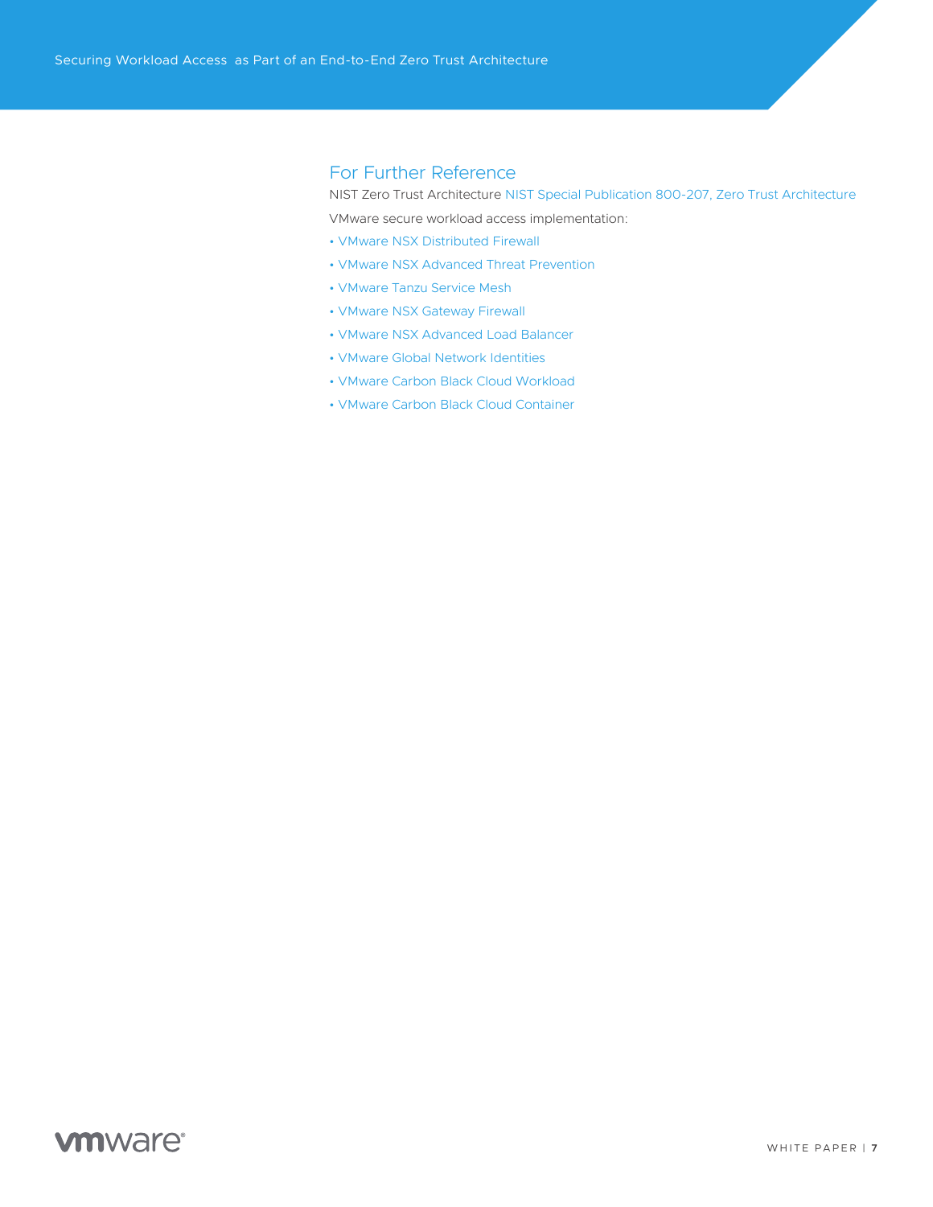## For Further Reference

NIST Zero Trust Architecture NIST Special Publication 800-207, Zero Trust Architecture

VMware secure workload access implementation:

- VMware NSX Distributed Firewall
- VMware NSX Advanced Threat Prevention
- VMware Tanzu Service Mesh
- VMware NSX Gateway Firewall
- VMware NSX Advanced Load Balancer
- VMware Global Network Identities
- VMware Carbon Black Cloud Workload
- VMware Carbon Black Cloud Container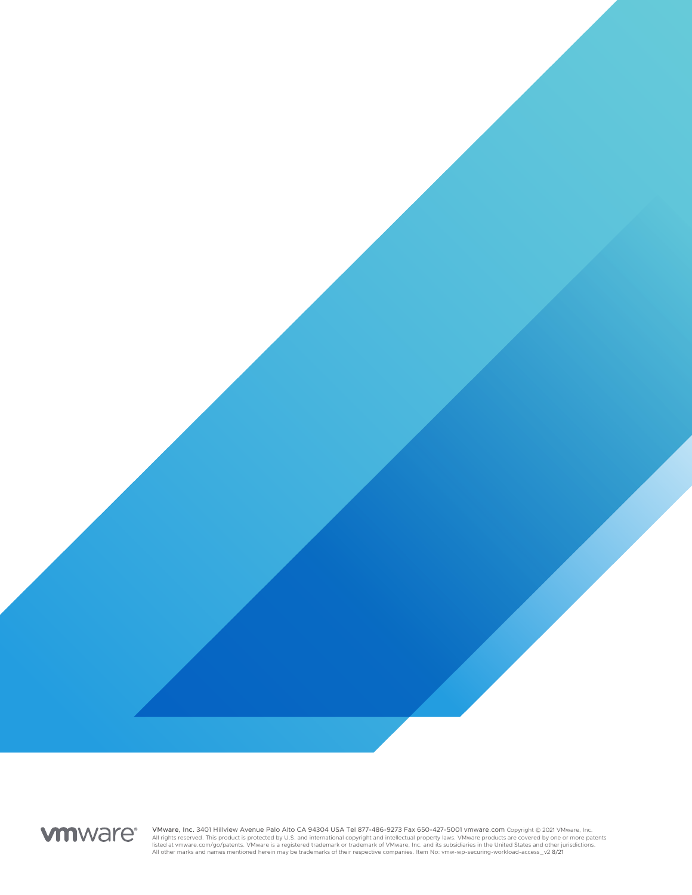vmware®

**VMware, Inc.** 3401 Hillview Avenue Palo Alto CA 94304 USA Tel 877-486-9273 Fax 650-427-5001 vmware.com Copyright © 2021 VMware, Inc. All rights reserved. This product is protected by U.S. and international copyright and intellectual property laws. VMware products are covered by one or more patents listed at vmware.com/go/patents. VMware is a registered trademark or trademark of VMware, Inc. and its subsidiaries in the United States and other jurisdictions. All other marks and names mentioned herein may be trademarks of their respective companies. Item No: vmw-wp-securing-workload-access_v2 8/21